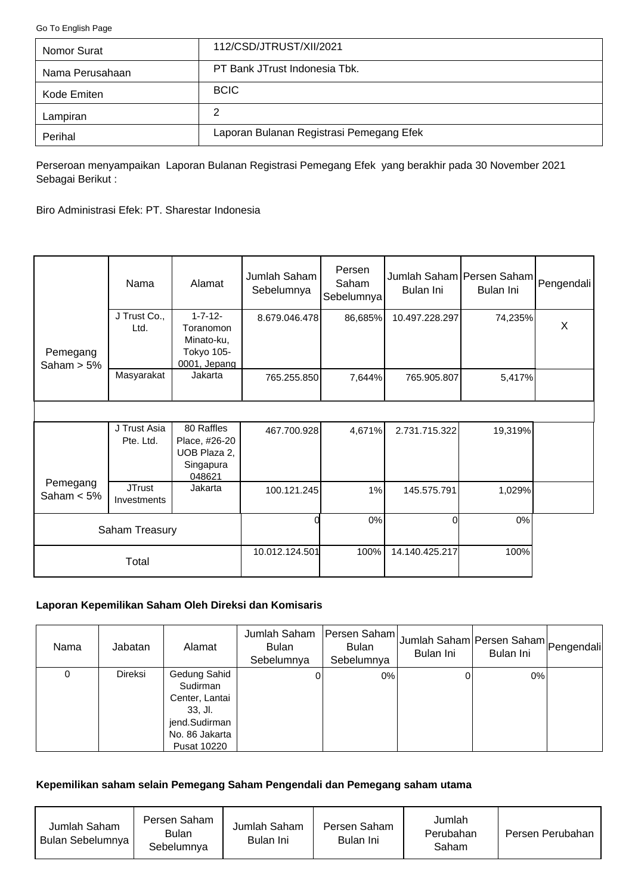Go To English Page

| Nomor Surat | 112/CSD/JTRUST/XII/2021 |
|---|---|
| Nama Perusahaan | PT Bank JTrust Indonesia Tbk. |
| Kode Emiten | BCIC |
| Lampiran | 2 |
| Perihal | Laporan Bulanan Registrasi Pemegang Efek |

Perseroan menyampaikan Laporan Bulanan Registrasi Pemegang Efek yang berakhir pada 30 November 2021 Sebagai Berikut :

Biro Administrasi Efek: PT. Sharestar Indonesia

| | Nama | Alamat | Jumlah Saham Sebelumnya | Persen Saham Sebelumnya | Jumlah Saham Bulan Ini | Persen Saham Bulan Ini | Pengendali |
|---|---|---|---|---|---|---|---|
| Pemegang Saham > 5% | J Trust Co., Ltd. | 1-7-12-Toranomon Minato-ku, Tokyo 105-0001, Jepang | 8.679.046.478 | 86,685% | 10.497.228.297 | 74,235% | X |
| | Masyarakat | Jakarta | 765.255.850 | 7,644% | 765.905.807 | 5,417% | |
| | | | | | | | |
| Pemegang Saham < 5% | J Trust Asia Pte. Ltd. | 80 Raffles Place, #26-20 UOB Plaza 2, Singapura 048621 | 467.700.928 | 4,671% | 2.731.715.322 | 19,319% | |
| | JTrust Investments | Jakarta | 100.121.245 | 1% | 145.575.791 | 1,029% | |
| Saham Treasury | | | 0 | 0% | 0 | 0% | |
| Total | | | 10.012.124.501 | 100% | 14.140.425.217 | 100% | |

**Laporan Kepemilikan Saham Oleh Direksi dan Komisaris**

| Nama | Jabatan | Alamat | Jumlah Saham Bulan Sebelumnya | Persen Saham Bulan Sebelumnya | Jumlah Saham Bulan Ini | Persen Saham Bulan Ini | Pengendali |
|---|---|---|---|---|---|---|---|
| 0 | Direksi | Gedung Sahid Sudirman Center, Lantai 33, Jl. jend.Sudirman No. 86 Jakarta Pusat 10220 | 0 | 0% | 0 | 0% | |

**Kepemilikan saham selain Pemegang Saham Pengendali dan Pemegang saham utama**

| Jumlah Saham Bulan Sebelumnya | Persen Saham Bulan Sebelumnya | Jumlah Saham Bulan Ini | Persen Saham Bulan Ini | Jumlah Perubahan Saham | Persen Perubahan |
|---|---|---|---|---|---|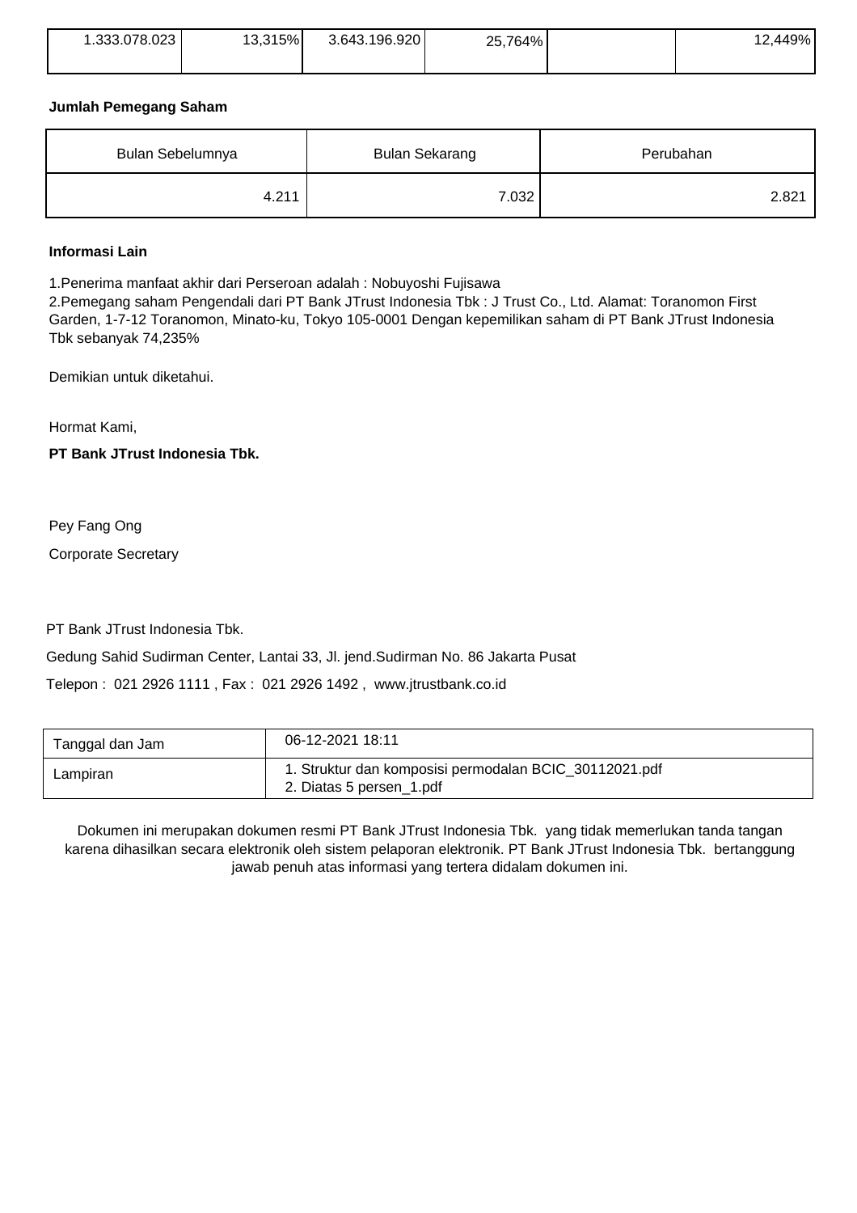| 1.333.078.023 | 13,315% | 3.643.196.920 | 25,764% | | 12,449% |
|---|---|---|---|---|---|

**Jumlah Pemegang Saham**

| Bulan Sebelumnya | Bulan Sekarang | Perubahan |
|---|---|---|
| 4.211 | 7.032 | 2.821 |

**Informasi Lain**

1.Penerima manfaat akhir dari Perseroan adalah : Nobuyoshi Fujisawa
2.Pemegang saham Pengendali dari PT Bank JTrust Indonesia Tbk : J Trust Co., Ltd. Alamat: Toranomon First Garden, 1-7-12 Toranomon, Minato-ku, Tokyo 105-0001 Dengan kepemilikan saham di PT Bank JTrust Indonesia Tbk sebanyak 74,235%

Demikian untuk diketahui.

Hormat Kami,

**PT Bank JTrust Indonesia Tbk.**

Pey Fang Ong

Corporate Secretary

PT Bank JTrust Indonesia Tbk.

Gedung Sahid Sudirman Center, Lantai 33, Jl. jend.Sudirman No. 86 Jakarta Pusat

Telepon : 021 2926 1111 , Fax : 021 2926 1492 , www.jtrustbank.co.id

| Tanggal dan Jam | 06-12-2021 18:11 |
|---|---|
| Lampiran | 1. Struktur dan komposisi permodalan BCIC_30112021.pdf<br>2. Diatas 5 persen_1.pdf |

Dokumen ini merupakan dokumen resmi PT Bank JTrust Indonesia Tbk. yang tidak memerlukan tanda tangan karena dihasilkan secara elektronik oleh sistem pelaporan elektronik. PT Bank JTrust Indonesia Tbk. bertanggung jawab penuh atas informasi yang tertera didalam dokumen ini.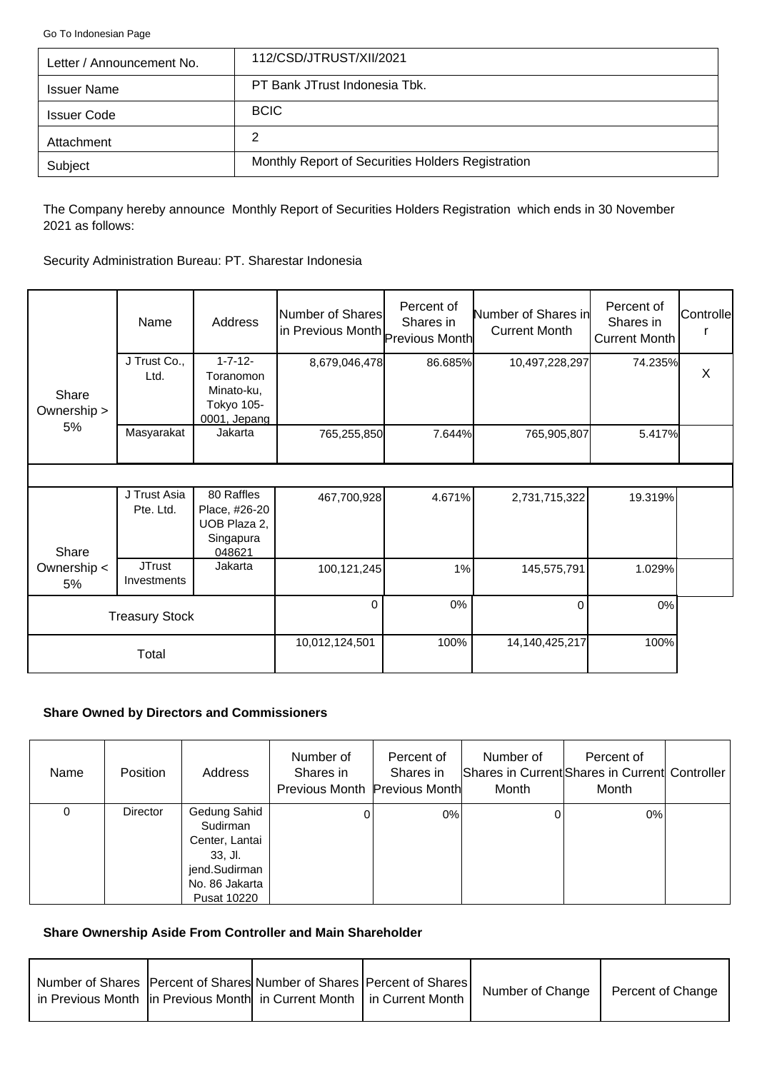Go To Indonesian Page

| Letter / Announcement No. | 112/CSD/JTRUST/XII/2021 |
|---|---|
| Issuer Name | PT Bank JTrust Indonesia Tbk. |
| Issuer Code | BCIC |
| Attachment | 2 |
| Subject | Monthly Report of Securities Holders Registration |

The Company hereby announce Monthly Report of Securities Holders Registration which ends in 30 November 2021 as follows:

Security Administration Bureau: PT. Sharestar Indonesia

| | Name | Address | Number of Shares in Previous Month | Percent of Shares in Previous Month | Number of Shares in Current Month | Percent of Shares in Current Month | Controller |
|---|---|---|---|---|---|---|---|
| Share Ownership > 5% | J Trust Co., Ltd. | 1-7-12- Toranomon Minato-ku, Tokyo 105-0001, Jepang | 8,679,046,478 | 86.685% | 10,497,228,297 | 74.235% | X |
| | Masyarakat | Jakarta | 765,255,850 | 7.644% | 765,905,807 | 5.417% | |
| Share Ownership < 5% | J Trust Asia Pte. Ltd. | 80 Raffles Place, #26-20 UOB Plaza 2, Singapura 048621 | 467,700,928 | 4.671% | 2,731,715,322 | 19.319% | |
| | JTrust Investments | Jakarta | 100,121,245 | 1% | 145,575,791 | 1.029% | |
| Treasury Stock | | | 0 | 0% | 0 | 0% | |
| Total | | | 10,012,124,501 | 100% | 14,140,425,217 | 100% | |

**Share Owned by Directors and Commissioners**

| Name | Position | Address | Number of Shares in Previous Month | Percent of Shares in Previous Month | Number of Shares in Current Month | Percent of Shares in Current Month | Controller |
|---|---|---|---|---|---|---|---|
| 0 | Director | Gedung Sahid Sudirman Center, Lantai 33, Jl. jend.Sudirman No. 86 Jakarta Pusat 10220 | 0 | 0% | 0 | 0% | |

**Share Ownership Aside From Controller and Main Shareholder**

| Number of Shares in Previous Month | Percent of Shares in Previous Month | Number of Shares in Current Month | Percent of Shares in Current Month | Number of Change | Percent of Change |
|---|---|---|---|---|---|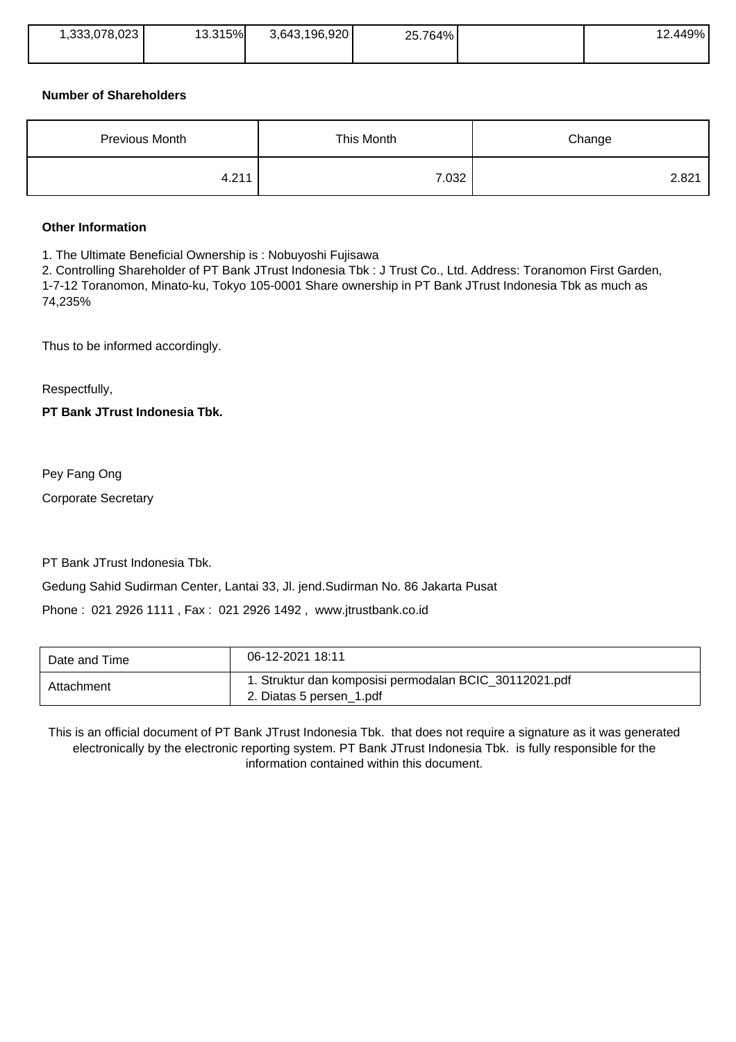| | | | | | |
|---|---|---|---|---|---|
| 1,333,078,023 | 13.315% | 3,643,196,920 | 25.764% | | 12.449% |

**Number of Shareholders**

| Previous Month | This Month | Change |
|---|---|---|
| 4.211 | 7.032 | 2.821 |

**Other Information**

1. The Ultimate Beneficial Ownership is : Nobuyoshi Fujisawa
2. Controlling Shareholder of PT Bank JTrust Indonesia Tbk : J Trust Co., Ltd. Address: Toranomon First Garden, 1-7-12 Toranomon, Minato-ku, Tokyo 105-0001 Share ownership in PT Bank JTrust Indonesia Tbk as much as 74,235%

Thus to be informed accordingly.

Respectfully,

**PT Bank JTrust Indonesia Tbk.**

Pey Fang Ong

Corporate Secretary

PT Bank JTrust Indonesia Tbk.

Gedung Sahid Sudirman Center, Lantai 33, Jl. jend.Sudirman No. 86 Jakarta Pusat

Phone : 021 2926 1111 , Fax : 021 2926 1492 , www.jtrustbank.co.id

| | |
|---|---|
| Date and Time | 06-12-2021 18:11 |
| Attachment | 1. Struktur dan komposisi permodalan BCIC_30112021.pdf<br>2. Diatas 5 persen_1.pdf |

This is an official document of PT Bank JTrust Indonesia Tbk. that does not require a signature as it was generated electronically by the electronic reporting system. PT Bank JTrust Indonesia Tbk. is fully responsible for the information contained within this document.